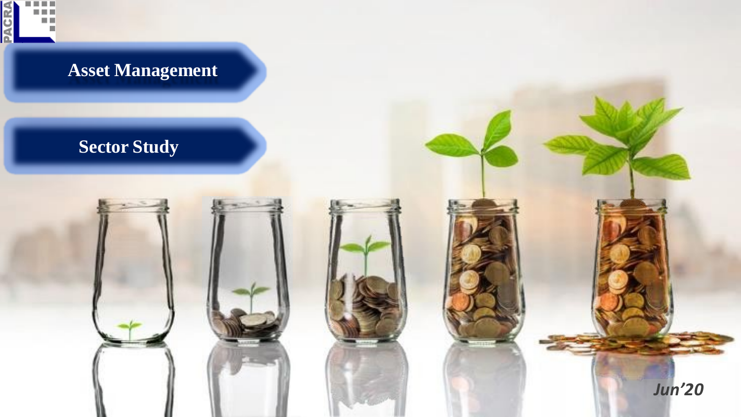# Asset Management

## Sector Study

*Jun'20*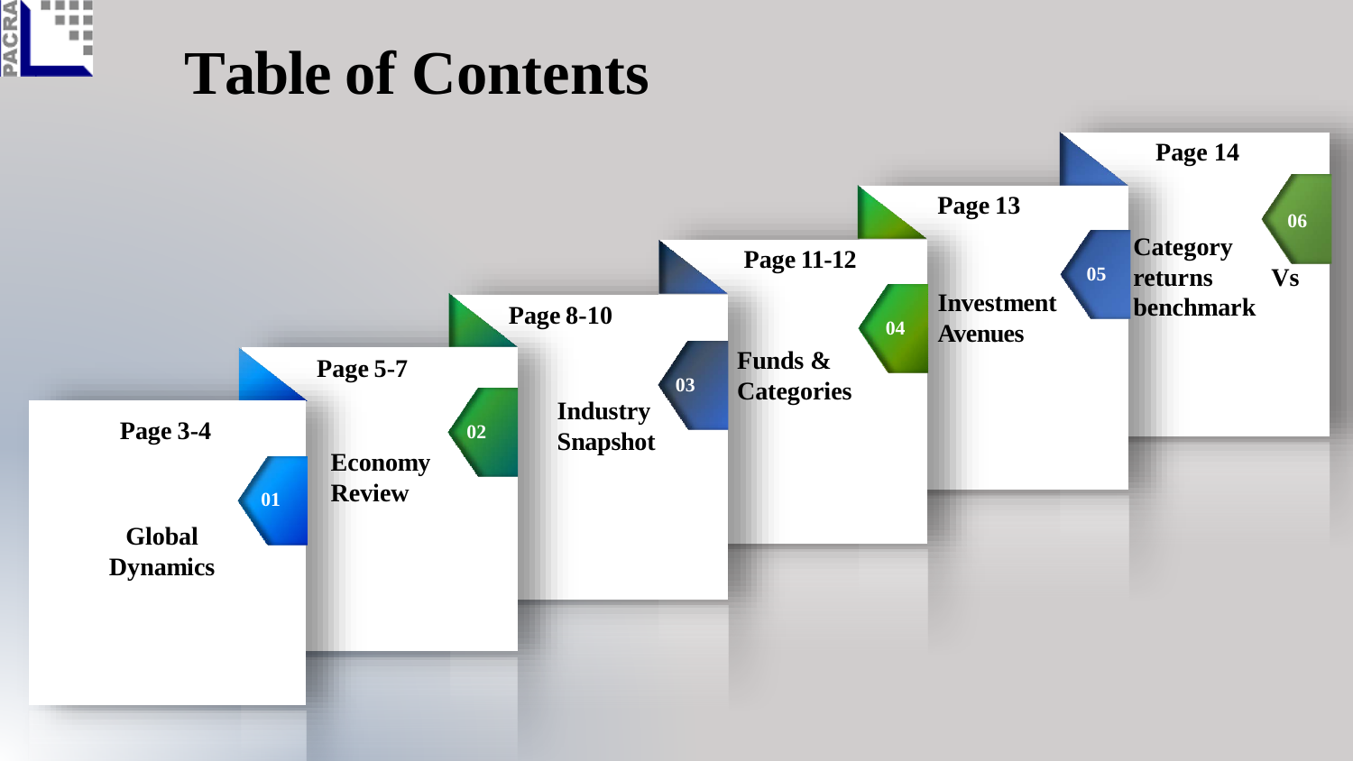# Table of Contents

| No. | Section | Pages |
|---|---|---|
| 01 | Global Dynamics | Page 3-4 |
| 02 | Economy Review | Page 5-7 |
| 03 | Industry Snapshot | Page 8-10 |
| 04 | Funds & Categories | Page 11-12 |
| 05 | Investment Avenues | Page 13 |
| 06 | Category returns Vs benchmark | Page 14 |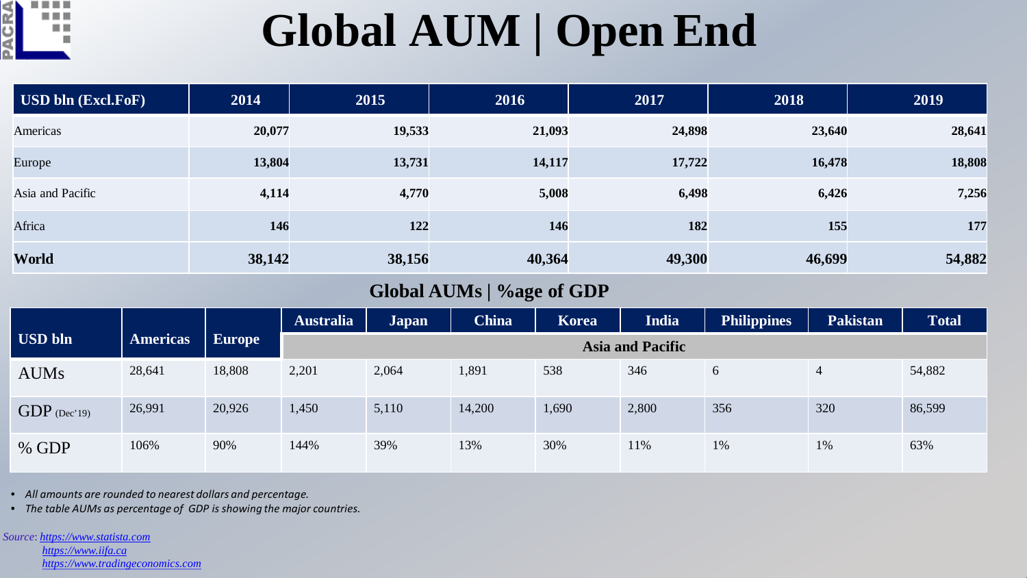# Global AUM | Open End

| USD bln (Excl.FoF) | 2014 | 2015 | 2016 | 2017 | 2018 | 2019 |
|---|---|---|---|---|---|---|
| Americas | **20,077** | **19,533** | **21,093** | **24,898** | **23,640** | **28,641** |
| Europe | **13,804** | **13,731** | **14,117** | **17,722** | **16,478** | **18,808** |
| Asia and Pacific | **4,114** | **4,770** | **5,008** | **6,498** | **6,426** | **7,256** |
| Africa | **146** | **122** | **146** | **182** | **155** | **177** |
| **World** | **38,142** | **38,156** | **40,364** | **49,300** | **46,699** | **54,882** |

## Global AUMs | %age of GDP

| USD bln | Americas | Europe | Australia | Japan | China | Korea | India | Philippines | Pakistan | Total |
|---|---|---|---|---|---|---|---|---|---|---|
| | | | Asia and Pacific | | | | | | | |
| AUMs | 28,641 | 18,808 | 2,201 | 2,064 | 1,891 | 538 | 346 | 6 | 4 | 54,882 |
| GDP (Dec'19) | 26,991 | 20,926 | 1,450 | 5,110 | 14,200 | 1,690 | 2,800 | 356 | 320 | 86,599 |
| % GDP | 106% | 90% | 144% | 39% | 13% | 30% | 11% | 1% | 1% | 63% |

- *All amounts are rounded to nearest dollars and percentage.*
- *The table AUMs as percentage of GDP is showing the major countries.*

*Source: https://www.statista.com*
*https://www.iifa.ca*
*https://www.tradingeconomics.com*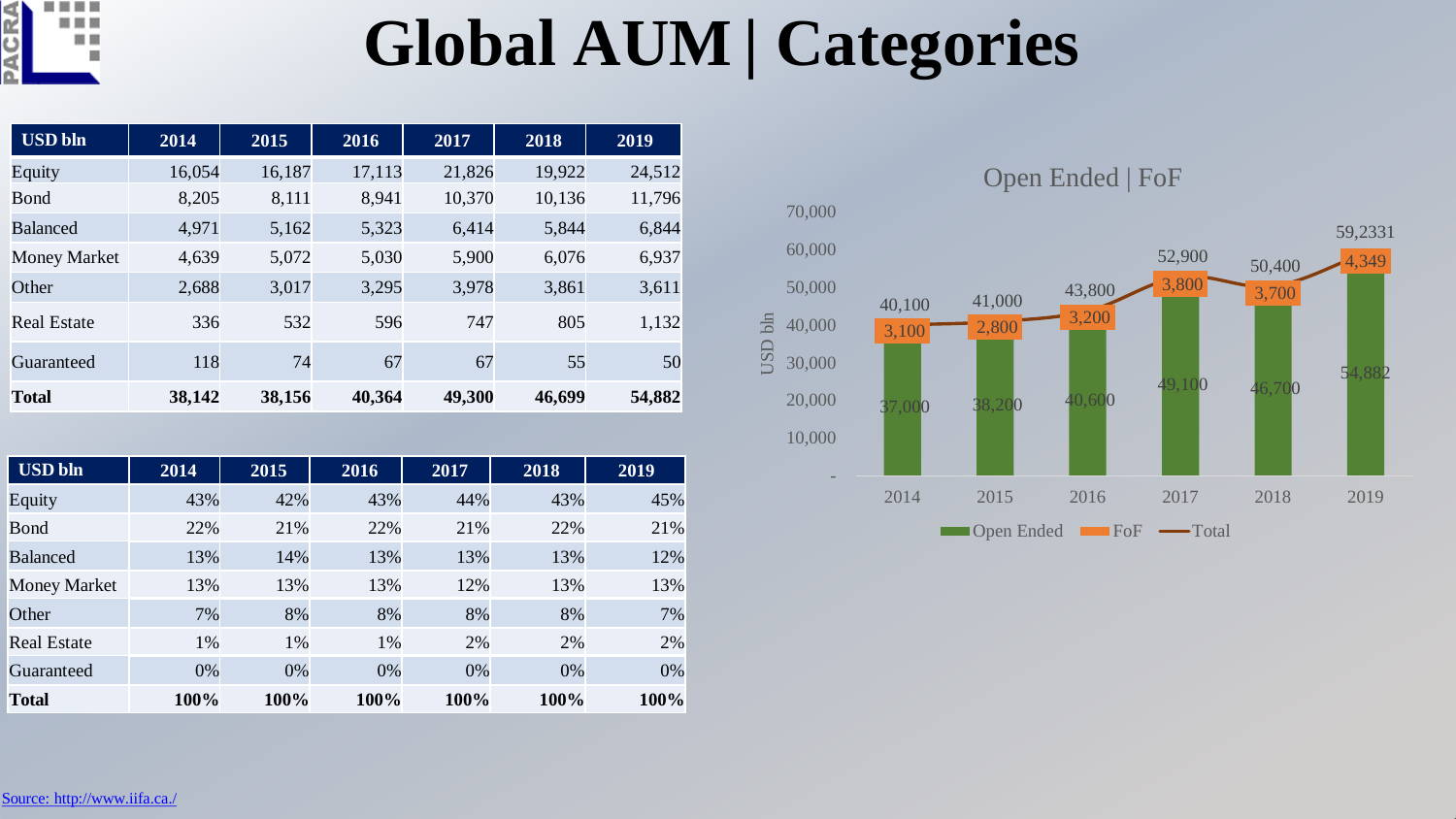# Global AUM | Categories

| USD bln | 2014 | 2015 | 2016 | 2017 | 2018 | 2019 |
|---|---|---|---|---|---|---|
| Equity | 16,054 | 16,187 | 17,113 | 21,826 | 19,922 | 24,512 |
| Bond | 8,205 | 8,111 | 8,941 | 10,370 | 10,136 | 11,796 |
| Balanced | 4,971 | 5,162 | 5,323 | 6,414 | 5,844 | 6,844 |
| Money Market | 4,639 | 5,072 | 5,030 | 5,900 | 6,076 | 6,937 |
| Other | 2,688 | 3,017 | 3,295 | 3,978 | 3,861 | 3,611 |
| Real Estate | 336 | 532 | 596 | 747 | 805 | 1,132 |
| Guaranteed | 118 | 74 | 67 | 67 | 55 | 50 |
| **Total** | **38,142** | **38,156** | **40,364** | **49,300** | **46,699** | **54,882** |

| USD bln | 2014 | 2015 | 2016 | 2017 | 2018 | 2019 |
|---|---|---|---|---|---|---|
| Equity | 43% | 42% | 43% | 44% | 43% | 45% |
| Bond | 22% | 21% | 22% | 21% | 22% | 21% |
| Balanced | 13% | 14% | 13% | 13% | 13% | 12% |
| Money Market | 13% | 13% | 13% | 12% | 13% | 13% |
| Other | 7% | 8% | 8% | 8% | 8% | 7% |
| Real Estate | 1% | 1% | 1% | 2% | 2% | 2% |
| Guaranteed | 0% | 0% | 0% | 0% | 0% | 0% |
| **Total** | **100%** | **100%** | **100%** | **100%** | **100%** | **100%** |

**Open Ended | FoF**

| USD bln | 2014 | 2015 | 2016 | 2017 | 2018 | 2019 |
|---|---|---|---|---|---|---|
| Open Ended | 37,000 | 38,200 | 40,600 | 49,100 | 46,700 | 54,882 |
| FoF | 3,100 | 2,800 | 3,200 | 3,800 | 3,700 | 4,349 |
| Total | 40,100 | 41,000 | 43,800 | 52,900 | 50,400 | 59,2331 |

Source: http://www.iifa.ca./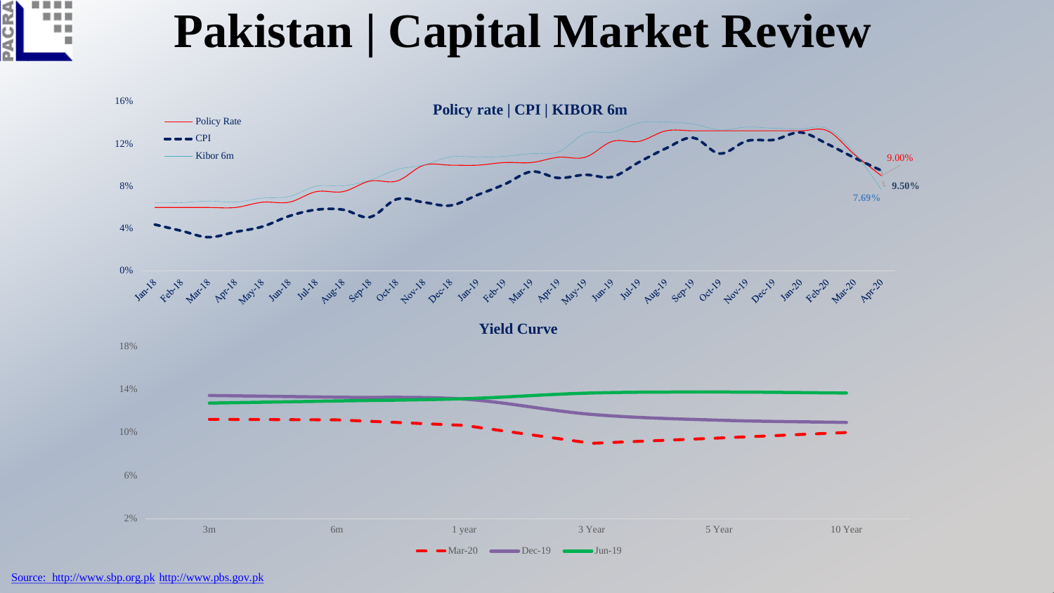# Pakistan | Capital Market Review

## Policy rate | CPI | KIBOR 6m

- Policy Rate
- CPI
- Kibor 6m

16%
12%
8%
4%
0%

Jan-18, Feb-18, Mar-18, Apr-18, May-18, Jun-18, Jul-18, Aug-18, Sep-18, Oct-18, Nov-18, Dec-18, Jan-19, Feb-19, Mar-19, Apr-19, May-19, Jun-19, Jul-19, Aug-19, Sep-19, Oct-19, Nov-19, Dec-19, Jan-20, Feb-20, Mar-20, Apr-20

9.00%
9.50%
7.69%

## Yield Curve

18%
14%
10%
6%
2%

3m, 6m, 1 year, 3 Year, 5 Year, 10 Year

- Mar-20
- Dec-19
- Jun-19

Source: http://www.sbp.org.pk http://www.pbs.gov.pk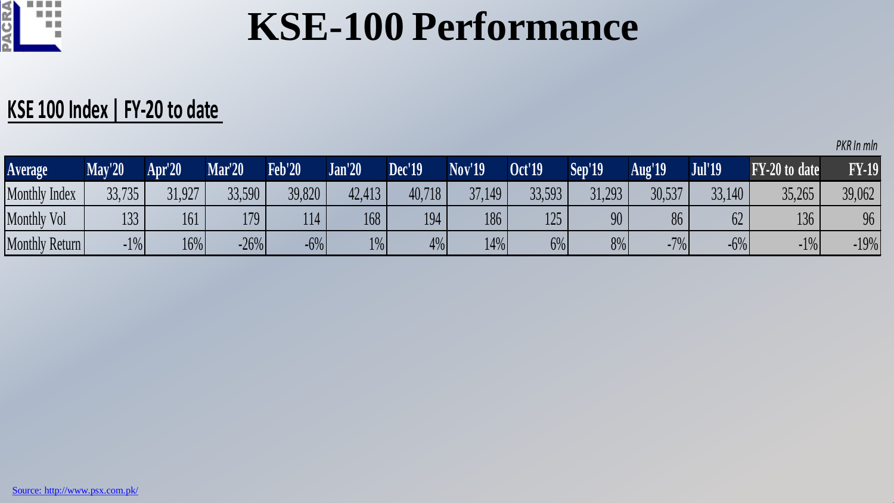# KSE-100 Performance

## KSE 100 Index | FY-20 to date

*PKR In mln*

| Average | May'20 | Apr'20 | Mar'20 | Feb'20 | Jan'20 | Dec'19 | Nov'19 | Oct'19 | Sep'19 | Aug'19 | Jul'19 | FY-20 to date | FY-19 |
|---|---|---|---|---|---|---|---|---|---|---|---|---|---|
| Monthly Index | 33,735 | 31,927 | 33,590 | 39,820 | 42,413 | 40,718 | 37,149 | 33,593 | 31,293 | 30,537 | 33,140 | 35,265 | 39,062 |
| Monthly Vol | 133 | 161 | 179 | 114 | 168 | 194 | 186 | 125 | 90 | 86 | 62 | 136 | 96 |
| Monthly Return | -1% | 16% | -26% | -6% | 1% | 4% | 14% | 6% | 8% | -7% | -6% | -1% | -19% |

Source: http://www.psx.com.pk/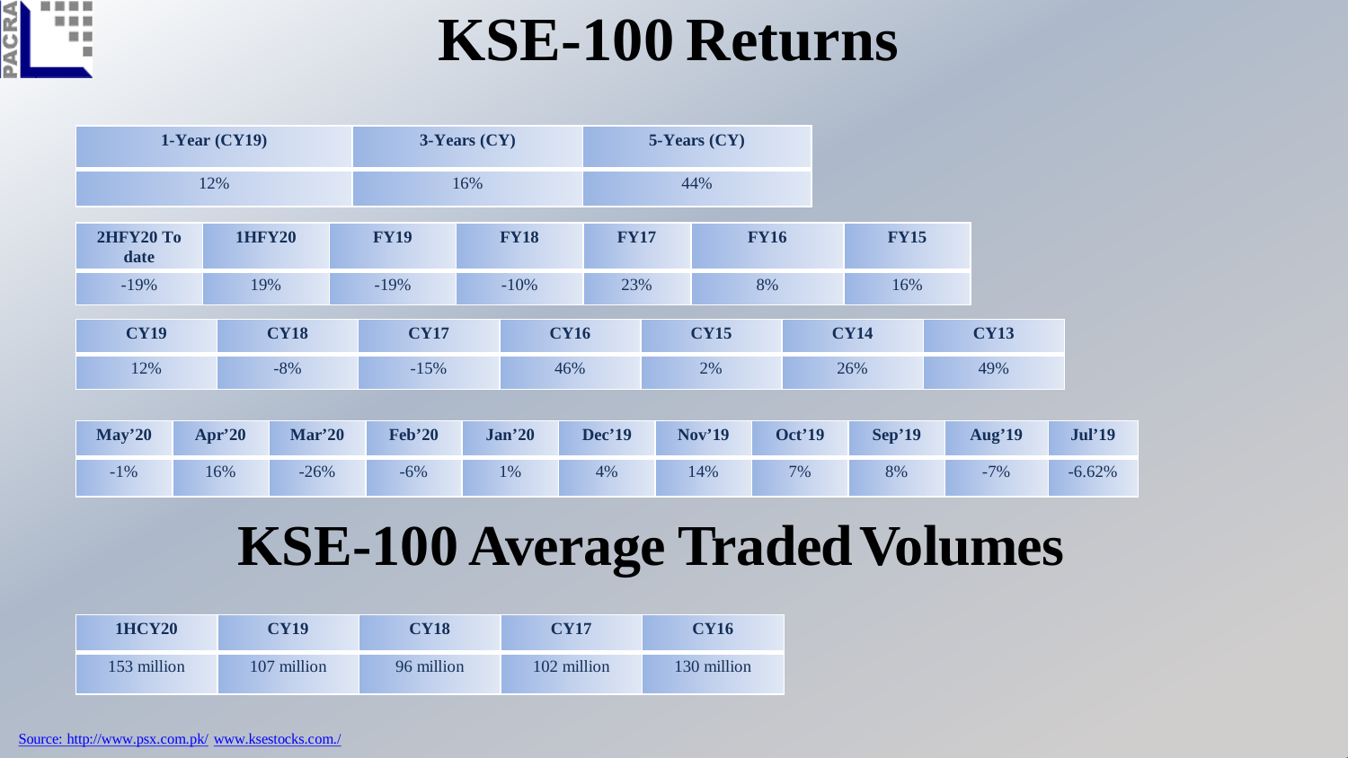# KSE-100 Returns

| 1-Year (CY19) | 3-Years (CY) | 5-Years (CY) |
|---|---|---|
| 12% | 16% | 44% |

| 2HFY20 To date | 1HFY20 | FY19 | FY18 | FY17 | FY16 | FY15 |
|---|---|---|---|---|---|---|
| -19% | 19% | -19% | -10% | 23% | 8% | 16% |

| CY19 | CY18 | CY17 | CY16 | CY15 | CY14 | CY13 |
|---|---|---|---|---|---|---|
| 12% | -8% | -15% | 46% | 2% | 26% | 49% |

| May'20 | Apr'20 | Mar'20 | Feb'20 | Jan'20 | Dec'19 | Nov'19 | Oct'19 | Sep'19 | Aug'19 | Jul'19 |
|---|---|---|---|---|---|---|---|---|---|---|
| -1% | 16% | -26% | -6% | 1% | 4% | 14% | 7% | 8% | -7% | -6.62% |

# KSE-100 Average Traded Volumes

| 1HCY20 | CY19 | CY18 | CY17 | CY16 |
|---|---|---|---|---|
| 153 million | 107 million | 96 million | 102 million | 130 million |

Source: http://www.psx.com.pk/ www.ksestocks.com./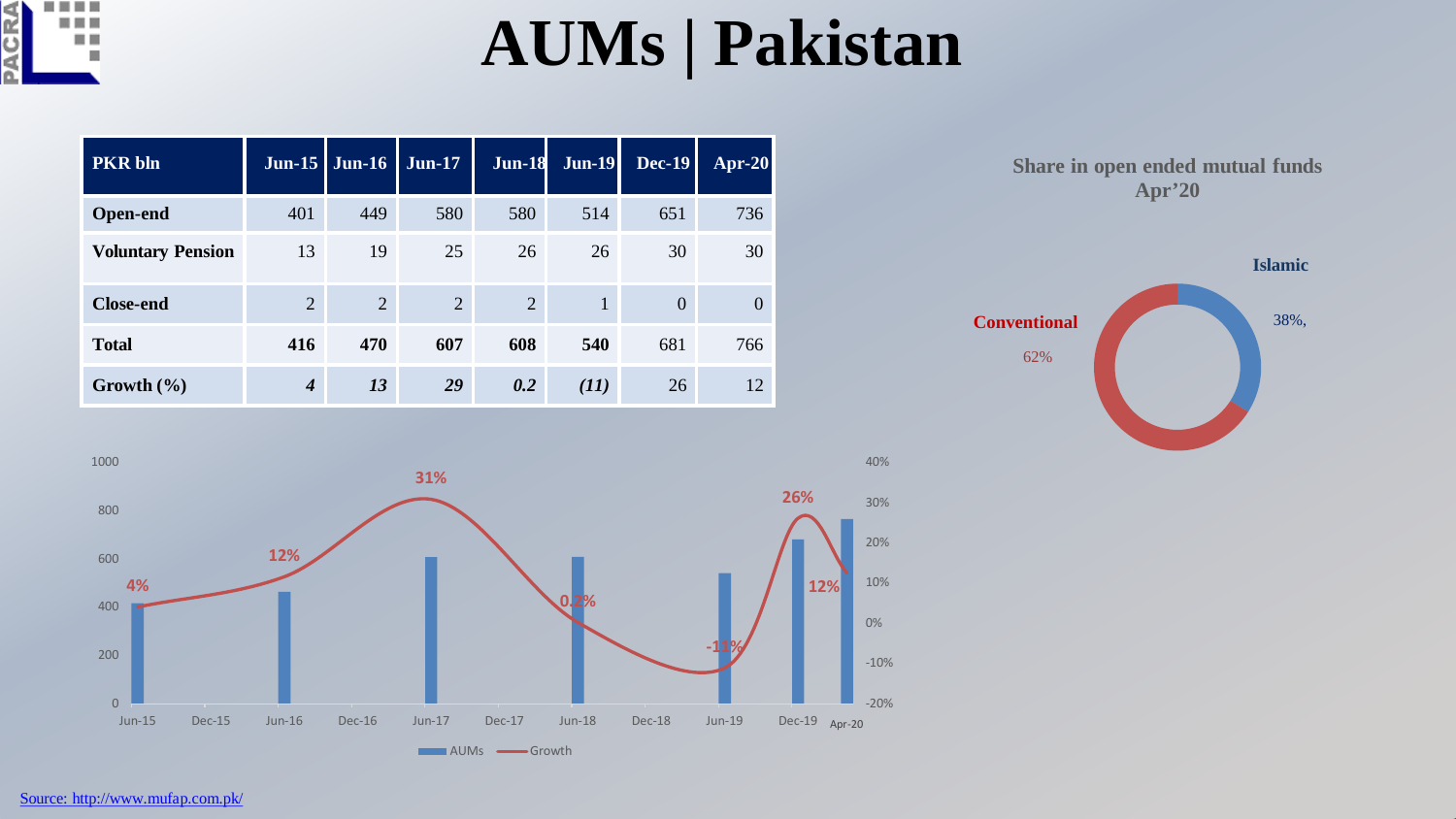# AUMs | Pakistan

| PKR bln | Jun-15 | Jun-16 | Jun-17 | Jun-18 | Jun-19 | Dec-19 | Apr-20 |
|---|---|---|---|---|---|---|---|
| **Open-end** | 401 | 449 | 580 | 580 | 514 | 651 | 736 |
| **Voluntary Pension** | 13 | 19 | 25 | 26 | 26 | 30 | 30 |
| **Close-end** | 2 | 2 | 2 | 2 | 1 | 0 | 0 |
| **Total** | **416** | **470** | **607** | **608** | **540** | 681 | 766 |
| **Growth (%)** | ***4*** | ***13*** | ***29*** | ***0.2*** | ***(11)*** | 26 | 12 |

**Share in open ended mutual funds Apr'20**

**Islamic** 38%,

**Conventional** 62%

AUMs / Growth: 4% (Jun-15), 12% (Jun-16), 31% (Jun-17), 0.2% (Jun-18), -11% (Jun-19), 26% (Dec-19), 12% (Apr-20)

Source: http://www.mufap.com.pk/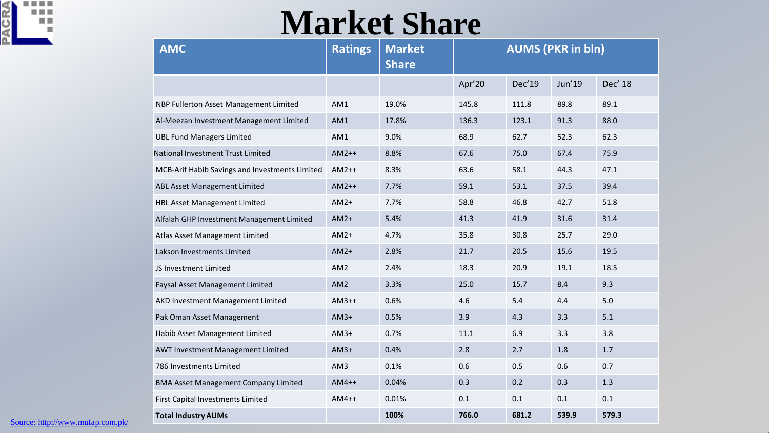# Market Share

| AMC | Ratings | Market Share | AUMS (PKR in bln) | | | |
|---|---|---|---|---|---|---|
| | | | Apr'20 | Dec'19 | Jun'19 | Dec' 18 |
| NBP Fullerton Asset Management Limited | AM1 | 19.0% | 145.8 | 111.8 | 89.8 | 89.1 |
| Al-Meezan Investment Management Limited | AM1 | 17.8% | 136.3 | 123.1 | 91.3 | 88.0 |
| UBL Fund Managers Limited | AM1 | 9.0% | 68.9 | 62.7 | 52.3 | 62.3 |
| National Investment Trust Limited | AM2++ | 8.8% | 67.6 | 75.0 | 67.4 | 75.9 |
| MCB-Arif Habib Savings and Investments Limited | AM2++ | 8.3% | 63.6 | 58.1 | 44.3 | 47.1 |
| ABL Asset Management Limited | AM2++ | 7.7% | 59.1 | 53.1 | 37.5 | 39.4 |
| HBL Asset Management Limited | AM2+ | 7.7% | 58.8 | 46.8 | 42.7 | 51.8 |
| Alfalah GHP Investment Management Limited | AM2+ | 5.4% | 41.3 | 41.9 | 31.6 | 31.4 |
| Atlas Asset Management Limited | AM2+ | 4.7% | 35.8 | 30.8 | 25.7 | 29.0 |
| Lakson Investments Limited | AM2+ | 2.8% | 21.7 | 20.5 | 15.6 | 19.5 |
| JS Investment Limited | AM2 | 2.4% | 18.3 | 20.9 | 19.1 | 18.5 |
| Faysal Asset Management Limited | AM2 | 3.3% | 25.0 | 15.7 | 8.4 | 9.3 |
| AKD Investment Management Limited | AM3++ | 0.6% | 4.6 | 5.4 | 4.4 | 5.0 |
| Pak Oman Asset Management | AM3+ | 0.5% | 3.9 | 4.3 | 3.3 | 5.1 |
| Habib Asset Management Limited | AM3+ | 0.7% | 11.1 | 6.9 | 3.3 | 3.8 |
| AWT Investment Management Limited | AM3+ | 0.4% | 2.8 | 2.7 | 1.8 | 1.7 |
| 786 Investments Limited | AM3 | 0.1% | 0.6 | 0.5 | 0.6 | 0.7 |
| BMA Asset Management Company Limited | AM4++ | 0.04% | 0.3 | 0.2 | 0.3 | 1.3 |
| First Capital Investments Limited | AM4++ | 0.01% | 0.1 | 0.1 | 0.1 | 0.1 |
| **Total Industry AUMs** | | **100%** | **766.0** | **681.2** | **539.9** | **579.3** |

Source: http://www.mufap.com.pk/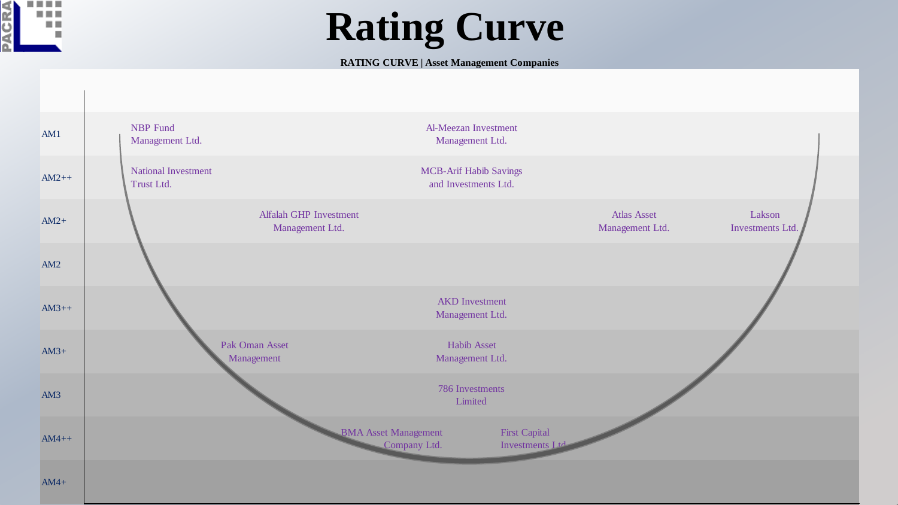# Rating Curve

**RATING CURVE | Asset Management Companies**

| Rating | Companies |
| --- | --- |
| AM1 | NBP Fund Management Ltd.; Al-Meezan Investment Management Ltd. |
| AM2++ | National Investment Trust Ltd.; MCB-Arif Habib Savings and Investments Ltd. |
| AM2+ | Alfalah GHP Investment Management Ltd.; Atlas Asset Management Ltd.; Lakson Investments Ltd. |
| AM2 | |
| AM3++ | AKD Investment Management Ltd. |
| AM3+ | Pak Oman Asset Management; Habib Asset Management Ltd. |
| AM3 | 786 Investments Limited |
| AM4++ | BMA Asset Management Company Ltd.; First Capital Investments Ltd. |
| AM4+ | |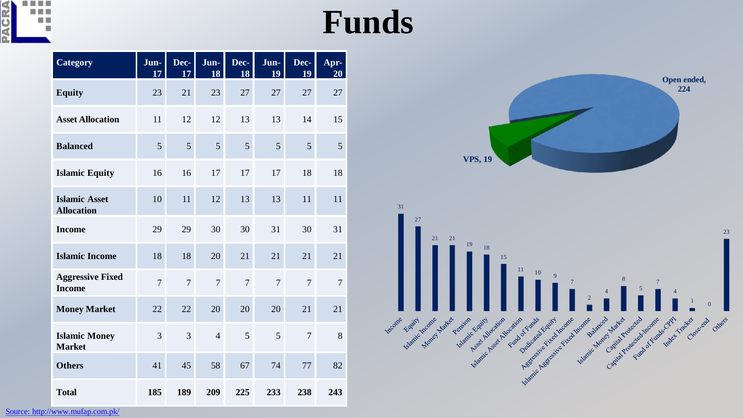# Funds

| Category | Jun-17 | Dec-17 | Jun-18 | Dec-18 | Jun-19 | Dec-19 | Apr-20 |
|---|---|---|---|---|---|---|---|
| **Equity** | 23 | 21 | 23 | 27 | 27 | 27 | 27 |
| **Asset Allocation** | 11 | 12 | 12 | 13 | 13 | 14 | 15 |
| **Balanced** | 5 | 5 | 5 | 5 | 5 | 5 | 5 |
| **Islamic Equity** | 16 | 16 | 17 | 17 | 17 | 18 | 18 |
| **Islamic Asset Allocation** | 10 | 11 | 12 | 13 | 13 | 11 | 11 |
| **Income** | 29 | 29 | 30 | 30 | 31 | 30 | 31 |
| **Islamic Income** | 18 | 18 | 20 | 21 | 21 | 21 | 21 |
| **Aggressive Fixed Income** | 7 | 7 | 7 | 7 | 7 | 7 | 7 |
| **Money Market** | 22 | 22 | 20 | 20 | 20 | 21 | 21 |
| **Islamic Money Market** | 3 | 3 | 4 | 5 | 5 | 7 | 8 |
| **Others** | 41 | 45 | 58 | 67 | 74 | 77 | 82 |
| **Total** | **185** | **189** | **209** | **225** | **233** | **238** | **243** |

Open ended, 224

VPS, 19

| Category | Number of Funds |
|---|---|
| Income | 31 |
| Equity | 27 |
| Islamic Income | 21 |
| Money Market | 21 |
| Pension | 19 |
| Islamic Equity | 18 |
| Asset Allocation | 15 |
| Islamic Asset Allocation | 11 |
| Fund of Funds | 10 |
| Dedicated Equity | 9 |
| Aggressive Fixed Income | 7 |
| Islamic Aggressive Fixed Income | 2 |
| Balanced | 4 |
| Islamic Money Market | 8 |
| Capital Protected | 5 |
| Capital Protected-Income | 7 |
| Fund of Funds-CPPI | 4 |
| Index Tracker | 1 |
| Close-end | 0 |
| Others | 23 |

Source: http://www.mufap.com.pk/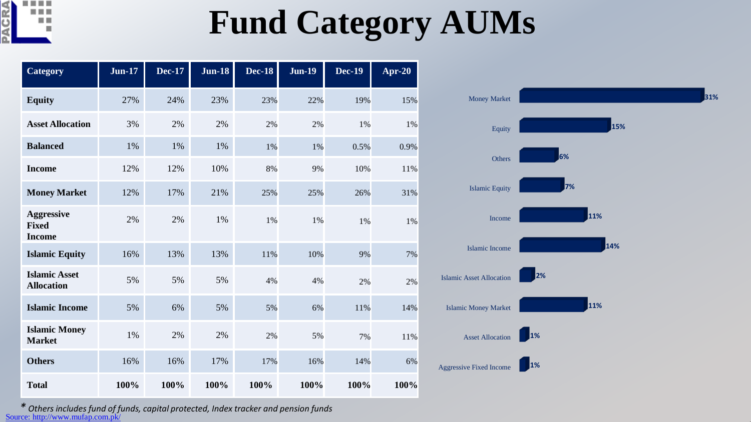# Fund Category AUMs

| Category | Jun-17 | Dec-17 | Jun-18 | Dec-18 | Jun-19 | Dec-19 | Apr-20 |
|---|---|---|---|---|---|---|---|
| **Equity** | 27% | 24% | 23% | 23% | 22% | 19% | 15% |
| **Asset Allocation** | 3% | 2% | 2% | 2% | 2% | 1% | 1% |
| **Balanced** | 1% | 1% | 1% | 1% | 1% | 0.5% | 0.9% |
| **Income** | 12% | 12% | 10% | 8% | 9% | 10% | 11% |
| **Money Market** | 12% | 17% | 21% | 25% | 25% | 26% | 31% |
| **Aggressive Fixed Income** | 2% | 2% | 1% | 1% | 1% | 1% | 1% |
| **Islamic Equity** | 16% | 13% | 13% | 11% | 10% | 9% | 7% |
| **Islamic Asset Allocation** | 5% | 5% | 5% | 4% | 4% | 2% | 2% |
| **Islamic Income** | 5% | 6% | 5% | 5% | 6% | 11% | 14% |
| **Islamic Money Market** | 1% | 2% | 2% | 2% | 5% | 7% | 11% |
| **Others** | 16% | 16% | 17% | 17% | 16% | 14% | 6% |
| **Total** | **100%** | **100%** | **100%** | **100%** | **100%** | **100%** | **100%** |

| Category | Apr-20 |
|---|---|
| Money Market | 31% |
| Equity | 15% |
| Others | 6% |
| Islamic Equity | 7% |
| Income | 11% |
| Islamic Income | 14% |
| Islamic Asset Allocation | 2% |
| Islamic Money Market | 11% |
| Asset Allocation | 1% |
| Aggressive Fixed Income | 1% |

\* *Others includes fund of funds, capital protected, Index tracker and pension funds*

Source: http://www.mufap.com.pk/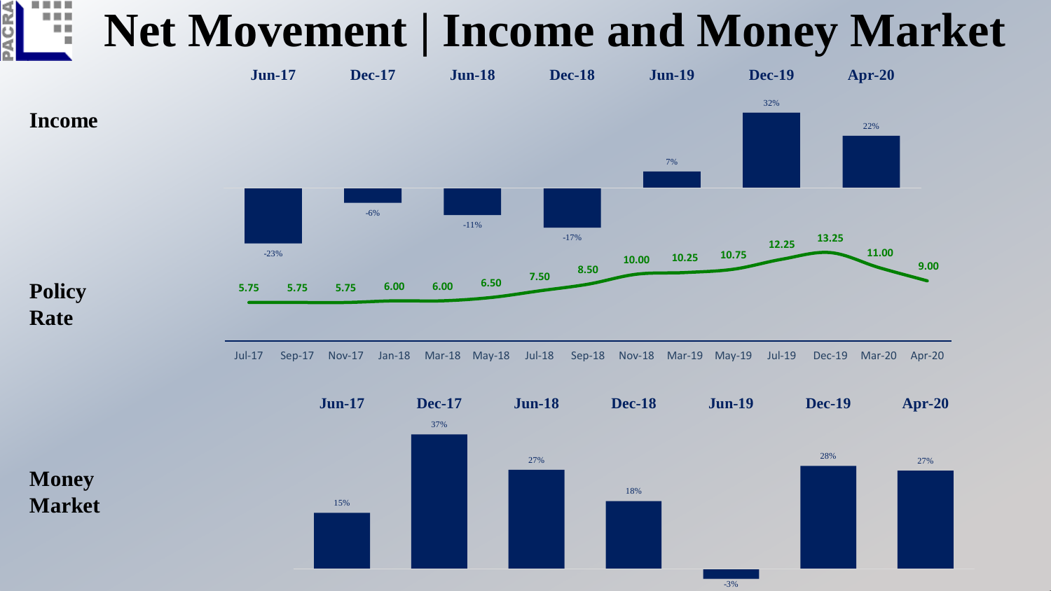# Net Movement | Income and Money Market

**Income**

| | Jun-17 | Dec-17 | Jun-18 | Dec-18 | Jun-19 | Dec-19 | Apr-20 |
|---|---|---|---|---|---|---|---|
| Income | -23% | -6% | -11% | -17% | 7% | 32% | 22% |

**Policy Rate**

| Jul-17 | Sep-17 | Nov-17 | Jan-18 | Mar-18 | May-18 | Jul-18 | Sep-18 | Nov-18 | Mar-19 | May-19 | Jul-19 | Dec-19 | Mar-20 | Apr-20 |
|---|---|---|---|---|---|---|---|---|---|---|---|---|---|---|
| 5.75 | 5.75 | 5.75 | 6.00 | 6.00 | 6.50 | 7.50 | 8.50 | 10.00 | 10.25 | 10.75 | 12.25 | 13.25 | 11.00 | 9.00 |

**Money Market**

| | Jun-17 | Dec-17 | Jun-18 | Dec-18 | Jun-19 | Dec-19 | Apr-20 |
|---|---|---|---|---|---|---|---|
| Money Market | 15% | 37% | 27% | 18% | -3% | 28% | 27% |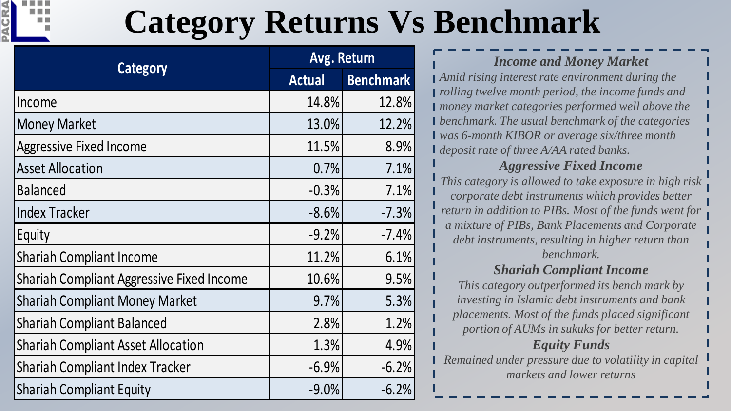# Category Returns Vs Benchmark

| Category | Avg. Return | |
|---|---|---|
| | Actual | Benchmark |
| Income | 14.8% | 12.8% |
| Money Market | 13.0% | 12.2% |
| Aggressive Fixed Income | 11.5% | 8.9% |
| Asset Allocation | 0.7% | 7.1% |
| Balanced | -0.3% | 7.1% |
| Index Tracker | -8.6% | -7.3% |
| Equity | -9.2% | -7.4% |
| Shariah Compliant Income | 11.2% | 6.1% |
| Shariah Compliant Aggressive Fixed Income | 10.6% | 9.5% |
| Shariah Compliant Money Market | 9.7% | 5.3% |
| Shariah Compliant Balanced | 2.8% | 1.2% |
| Shariah Compliant Asset Allocation | 1.3% | 4.9% |
| Shariah Compliant Index Tracker | -6.9% | -6.2% |
| Shariah Compliant Equity | -9.0% | -6.2% |

***Income and Money Market***

*Amid rising interest rate environment during the rolling twelve month period, the income funds and money market categories performed well above the benchmark. The usual benchmark of the categories was 6-month KIBOR or average six/three month deposit rate of three A/AA rated banks.*

***Aggressive Fixed Income***

*This category is allowed to take exposure in high risk corporate debt instruments which provides better return in addition to PIBs. Most of the funds went for a mixture of PIBs, Bank Placements and Corporate debt instruments, resulting in higher return than benchmark.*

***Shariah Compliant Income***

*This category outperformed its bench mark by investing in Islamic debt instruments and bank placements. Most of the funds placed significant portion of AUMs in sukuks for better return.*

***Equity Funds***

*Remained under pressure due to volatility in capital markets and lower returns*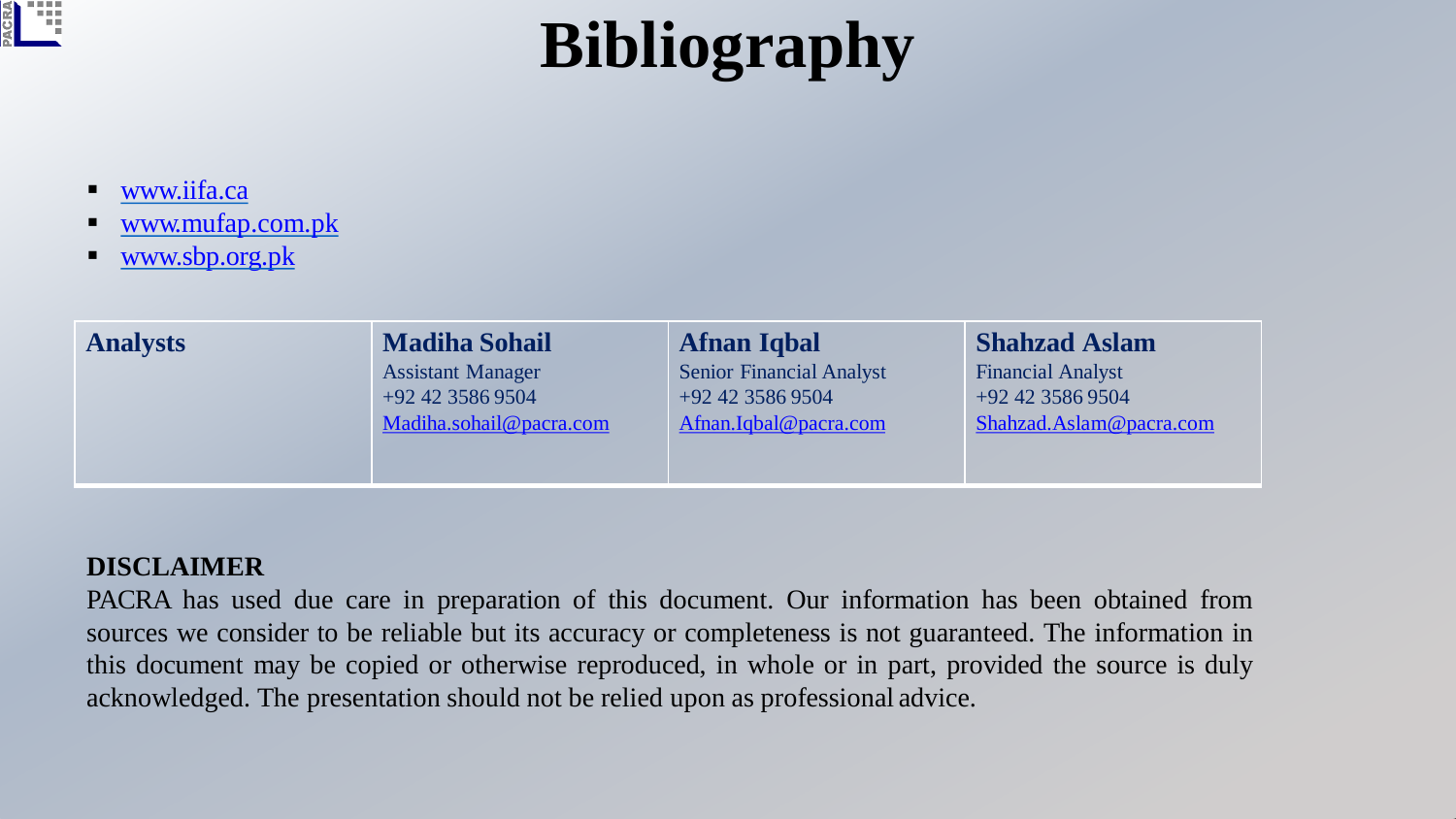# Bibliography

- www.iifa.ca
- www.mufap.com.pk
- www.sbp.org.pk

| | | | |
|---|---|---|---|
| **Analysts** | **Madiha Sohail**<br>Assistant Manager<br>+92 42 3586 9504<br>Madiha.sohail@pacra.com | **Afnan Iqbal**<br>Senior Financial Analyst<br>+92 42 3586 9504<br>Afnan.Iqbal@pacra.com | **Shahzad Aslam**<br>Financial Analyst<br>+92 42 3586 9504<br>Shahzad.Aslam@pacra.com |

**DISCLAIMER**

PACRA has used due care in preparation of this document. Our information has been obtained from sources we consider to be reliable but its accuracy or completeness is not guaranteed. The information in this document may be copied or otherwise reproduced, in whole or in part, provided the source is duly acknowledged. The presentation should not be relied upon as professional advice.